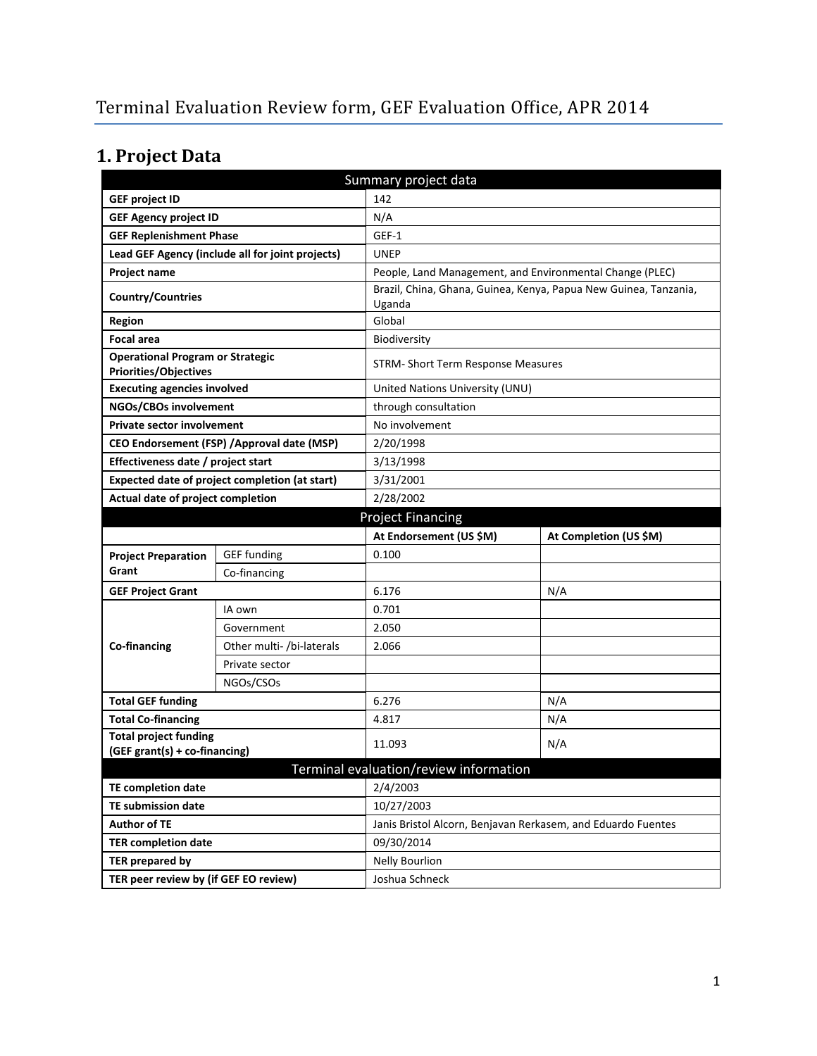# Terminal Evaluation Review form, GEF Evaluation Office, APR 2014

## 1. Project Data

| Summary project data | | | |
|---|---|---|---|
| **GEF project ID** | | 142 | |
| **GEF Agency project ID** | | N/A | |
| **GEF Replenishment Phase** | | GEF-1 | |
| **Lead GEF Agency (include all for joint projects)** | | UNEP | |
| **Project name** | | People, Land Management, and Environmental Change (PLEC) | |
| **Country/Countries** | | Brazil, China, Ghana, Guinea, Kenya, Papua New Guinea, Tanzania, Uganda | |
| **Region** | | Global | |
| **Focal area** | | Biodiversity | |
| **Operational Program or Strategic Priorities/Objectives** | | STRM- Short Term Response Measures | |
| **Executing agencies involved** | | United Nations University (UNU) | |
| **NGOs/CBOs involvement** | | through consultation | |
| **Private sector involvement** | | No involvement | |
| **CEO Endorsement (FSP) /Approval date (MSP)** | | 2/20/1998 | |
| **Effectiveness date / project start** | | 3/13/1998 | |
| **Expected date of project completion (at start)** | | 3/31/2001 | |
| **Actual date of project completion** | | 2/28/2002 | |
| **Project Financing** | | | |
| | | **At Endorsement (US $M)** | **At Completion (US $M)** |
| **Project Preparation Grant** | GEF funding | 0.100 | |
| | Co-financing | | |
| **GEF Project Grant** | | 6.176 | N/A |
| **Co-financing** | IA own | 0.701 | |
| | Government | 2.050 | |
| | Other multi- /bi-laterals | 2.066 | |
| | Private sector | | |
| | NGOs/CSOs | | |
| **Total GEF funding** | | 6.276 | N/A |
| **Total Co-financing** | | 4.817 | N/A |
| **Total project funding (GEF grant(s) + co-financing)** | | 11.093 | N/A |
| **Terminal evaluation/review information** | | | |
| **TE completion date** | | 2/4/2003 | |
| **TE submission date** | | 10/27/2003 | |
| **Author of TE** | | Janis Bristol Alcorn, Benjavan Rerkasem, and Eduardo Fuentes | |
| **TER completion date** | | 09/30/2014 | |
| **TER prepared by** | | Nelly Bourlion | |
| **TER peer review by (if GEF EO review)** | | Joshua Schneck | |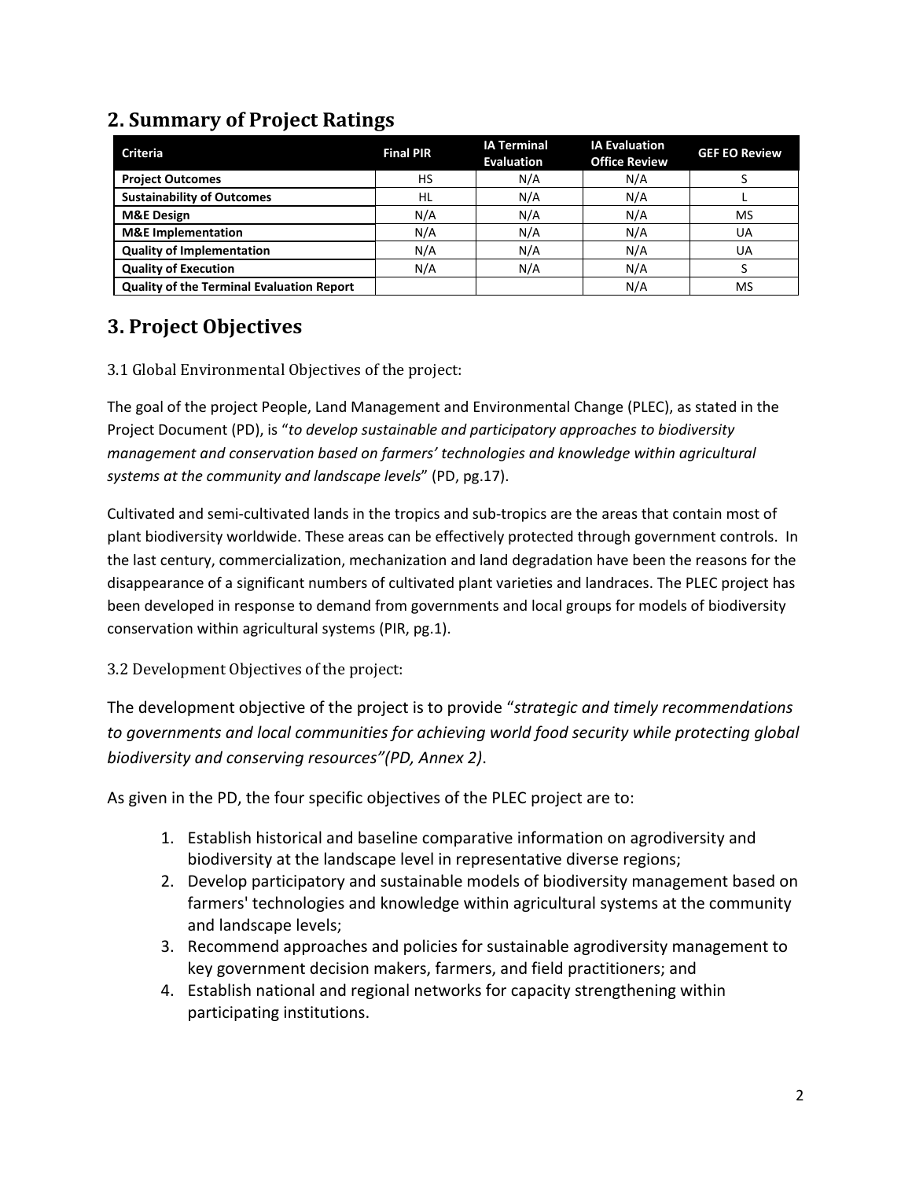## 2. Summary of Project Ratings

| Criteria | Final PIR | IA Terminal Evaluation | IA Evaluation Office Review | GEF EO Review |
|---|---|---|---|---|
| **Project Outcomes** | HS | N/A | N/A | S |
| **Sustainability of Outcomes** | HL | N/A | N/A | L |
| **M&E Design** | N/A | N/A | N/A | MS |
| **M&E Implementation** | N/A | N/A | N/A | UA |
| **Quality of Implementation** | N/A | N/A | N/A | UA |
| **Quality of Execution** | N/A | N/A | N/A | S |
| **Quality of the Terminal Evaluation Report** | | | N/A | MS |

## 3. Project Objectives

3.1 Global Environmental Objectives of the project:

The goal of the project People, Land Management and Environmental Change (PLEC), as stated in the Project Document (PD), is "*to develop sustainable and participatory approaches to biodiversity management and conservation based on farmers' technologies and knowledge within agricultural systems at the community and landscape levels*" (PD, pg.17).

Cultivated and semi-cultivated lands in the tropics and sub-tropics are the areas that contain most of plant biodiversity worldwide. These areas can be effectively protected through government controls. In the last century, commercialization, mechanization and land degradation have been the reasons for the disappearance of a significant numbers of cultivated plant varieties and landraces. The PLEC project has been developed in response to demand from governments and local groups for models of biodiversity conservation within agricultural systems (PIR, pg.1).

3.2 Development Objectives of the project:

The development objective of the project is to provide "*strategic and timely recommendations to governments and local communities for achieving world food security while protecting global biodiversity and conserving resources"(PD, Annex 2)*.

As given in the PD, the four specific objectives of the PLEC project are to:

1. Establish historical and baseline comparative information on agrodiversity and biodiversity at the landscape level in representative diverse regions;
2. Develop participatory and sustainable models of biodiversity management based on farmers' technologies and knowledge within agricultural systems at the community and landscape levels;
3. Recommend approaches and policies for sustainable agrodiversity management to key government decision makers, farmers, and field practitioners; and
4. Establish national and regional networks for capacity strengthening within participating institutions.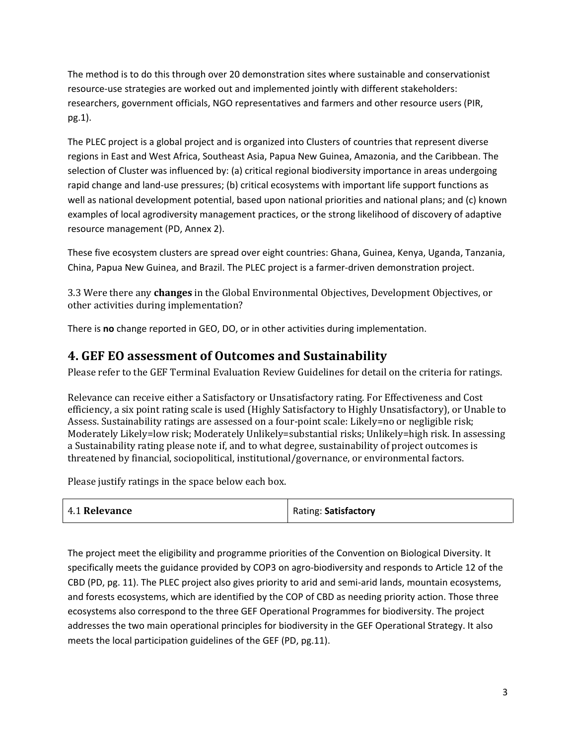The method is to do this through over 20 demonstration sites where sustainable and conservationist resource-use strategies are worked out and implemented jointly with different stakeholders: researchers, government officials, NGO representatives and farmers and other resource users (PIR, pg.1).

The PLEC project is a global project and is organized into Clusters of countries that represent diverse regions in East and West Africa, Southeast Asia, Papua New Guinea, Amazonia, and the Caribbean. The selection of Cluster was influenced by: (a) critical regional biodiversity importance in areas undergoing rapid change and land-use pressures; (b) critical ecosystems with important life support functions as well as national development potential, based upon national priorities and national plans; and (c) known examples of local agrodiversity management practices, or the strong likelihood of discovery of adaptive resource management (PD, Annex 2).

These five ecosystem clusters are spread over eight countries: Ghana, Guinea, Kenya, Uganda, Tanzania, China, Papua New Guinea, and Brazil. The PLEC project is a farmer-driven demonstration project.

3.3 Were there any **changes** in the Global Environmental Objectives, Development Objectives, or other activities during implementation?

There is **no** change reported in GEO, DO, or in other activities during implementation.

## 4. GEF EO assessment of Outcomes and Sustainability

Please refer to the GEF Terminal Evaluation Review Guidelines for detail on the criteria for ratings.

Relevance can receive either a Satisfactory or Unsatisfactory rating. For Effectiveness and Cost efficiency, a six point rating scale is used (Highly Satisfactory to Highly Unsatisfactory), or Unable to Assess. Sustainability ratings are assessed on a four-point scale: Likely=no or negligible risk; Moderately Likely=low risk; Moderately Unlikely=substantial risks; Unlikely=high risk. In assessing a Sustainability rating please note if, and to what degree, sustainability of project outcomes is threatened by financial, sociopolitical, institutional/governance, or environmental factors.

Please justify ratings in the space below each box.

| 4.1 **Relevance** | Rating: **Satisfactory** |
|---|---|

The project meet the eligibility and programme priorities of the Convention on Biological Diversity. It specifically meets the guidance provided by COP3 on agro-biodiversity and responds to Article 12 of the CBD (PD, pg. 11). The PLEC project also gives priority to arid and semi-arid lands, mountain ecosystems, and forests ecosystems, which are identified by the COP of CBD as needing priority action. Those three ecosystems also correspond to the three GEF Operational Programmes for biodiversity. The project addresses the two main operational principles for biodiversity in the GEF Operational Strategy. It also meets the local participation guidelines of the GEF (PD, pg.11).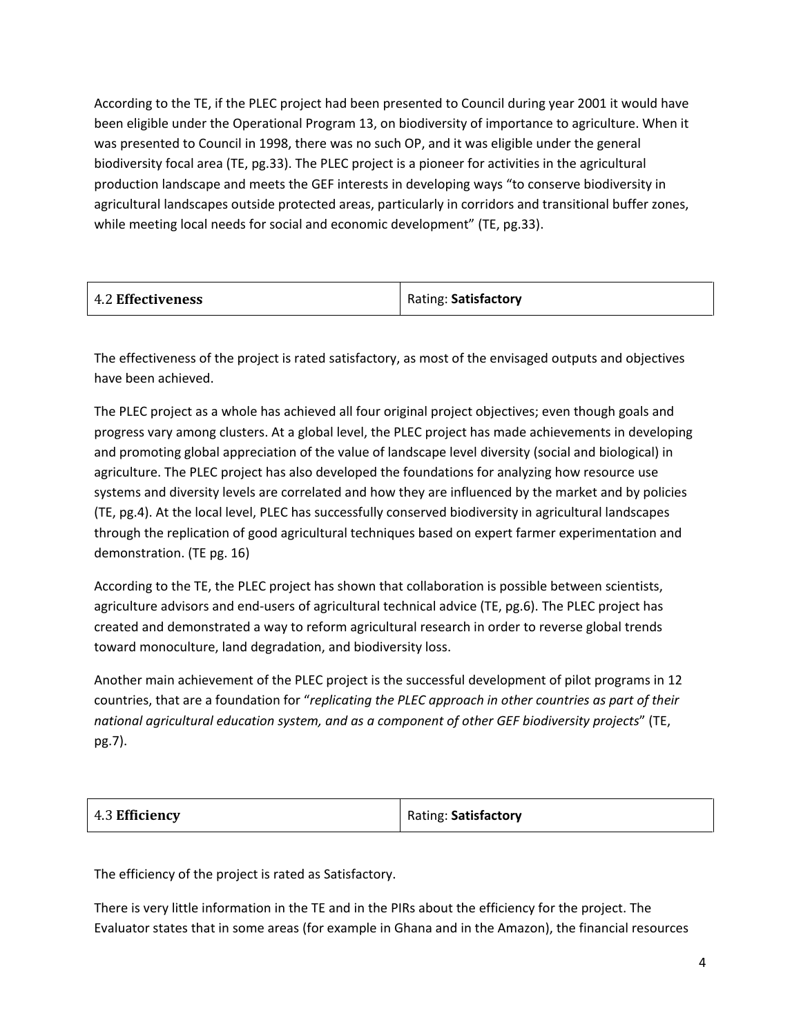According to the TE, if the PLEC project had been presented to Council during year 2001 it would have been eligible under the Operational Program 13, on biodiversity of importance to agriculture. When it was presented to Council in 1998, there was no such OP, and it was eligible under the general biodiversity focal area (TE, pg.33). The PLEC project is a pioneer for activities in the agricultural production landscape and meets the GEF interests in developing ways "to conserve biodiversity in agricultural landscapes outside protected areas, particularly in corridors and transitional buffer zones, while meeting local needs for social and economic development" (TE, pg.33).

| 4.2 **Effectiveness** | Rating: **Satisfactory** |
|---|---|

The effectiveness of the project is rated satisfactory, as most of the envisaged outputs and objectives have been achieved.

The PLEC project as a whole has achieved all four original project objectives; even though goals and progress vary among clusters. At a global level, the PLEC project has made achievements in developing and promoting global appreciation of the value of landscape level diversity (social and biological) in agriculture. The PLEC project has also developed the foundations for analyzing how resource use systems and diversity levels are correlated and how they are influenced by the market and by policies (TE, pg.4). At the local level, PLEC has successfully conserved biodiversity in agricultural landscapes through the replication of good agricultural techniques based on expert farmer experimentation and demonstration. (TE pg. 16)

According to the TE, the PLEC project has shown that collaboration is possible between scientists, agriculture advisors and end-users of agricultural technical advice (TE, pg.6). The PLEC project has created and demonstrated a way to reform agricultural research in order to reverse global trends toward monoculture, land degradation, and biodiversity loss.

Another main achievement of the PLEC project is the successful development of pilot programs in 12 countries, that are a foundation for "*replicating the PLEC approach in other countries as part of their national agricultural education system, and as a component of other GEF biodiversity projects*" (TE, pg.7).

| 4.3 **Efficiency** | Rating: **Satisfactory** |
|---|---|

The efficiency of the project is rated as Satisfactory.

There is very little information in the TE and in the PIRs about the efficiency for the project. The Evaluator states that in some areas (for example in Ghana and in the Amazon), the financial resources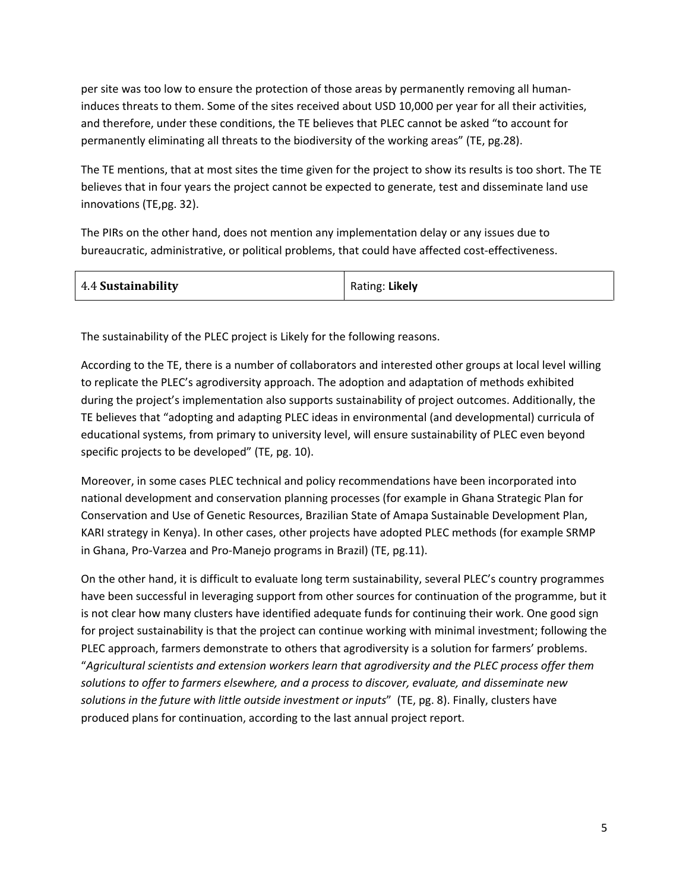per site was too low to ensure the protection of those areas by permanently removing all human-induces threats to them. Some of the sites received about USD 10,000 per year for all their activities, and therefore, under these conditions, the TE believes that PLEC cannot be asked "to account for permanently eliminating all threats to the biodiversity of the working areas" (TE, pg.28).

The TE mentions, that at most sites the time given for the project to show its results is too short. The TE believes that in four years the project cannot be expected to generate, test and disseminate land use innovations (TE,pg. 32).

The PIRs on the other hand, does not mention any implementation delay or any issues due to bureaucratic, administrative, or political problems, that could have affected cost-effectiveness.

| 4.4 **Sustainability** | Rating: **Likely** |
|---|---|

The sustainability of the PLEC project is Likely for the following reasons.

According to the TE, there is a number of collaborators and interested other groups at local level willing to replicate the PLEC's agrodiversity approach. The adoption and adaptation of methods exhibited during the project's implementation also supports sustainability of project outcomes. Additionally, the TE believes that "adopting and adapting PLEC ideas in environmental (and developmental) curricula of educational systems, from primary to university level, will ensure sustainability of PLEC even beyond specific projects to be developed" (TE, pg. 10).

Moreover, in some cases PLEC technical and policy recommendations have been incorporated into national development and conservation planning processes (for example in Ghana Strategic Plan for Conservation and Use of Genetic Resources, Brazilian State of Amapa Sustainable Development Plan, KARI strategy in Kenya). In other cases, other projects have adopted PLEC methods (for example SRMP in Ghana, Pro-Varzea and Pro-Manejo programs in Brazil) (TE, pg.11).

On the other hand, it is difficult to evaluate long term sustainability, several PLEC's country programmes have been successful in leveraging support from other sources for continuation of the programme, but it is not clear how many clusters have identified adequate funds for continuing their work. One good sign for project sustainability is that the project can continue working with minimal investment; following the PLEC approach, farmers demonstrate to others that agrodiversity is a solution for farmers' problems. "*Agricultural scientists and extension workers learn that agrodiversity and the PLEC process offer them solutions to offer to farmers elsewhere, and a process to discover, evaluate, and disseminate new solutions in the future with little outside investment or inputs*" (TE, pg. 8). Finally, clusters have produced plans for continuation, according to the last annual project report.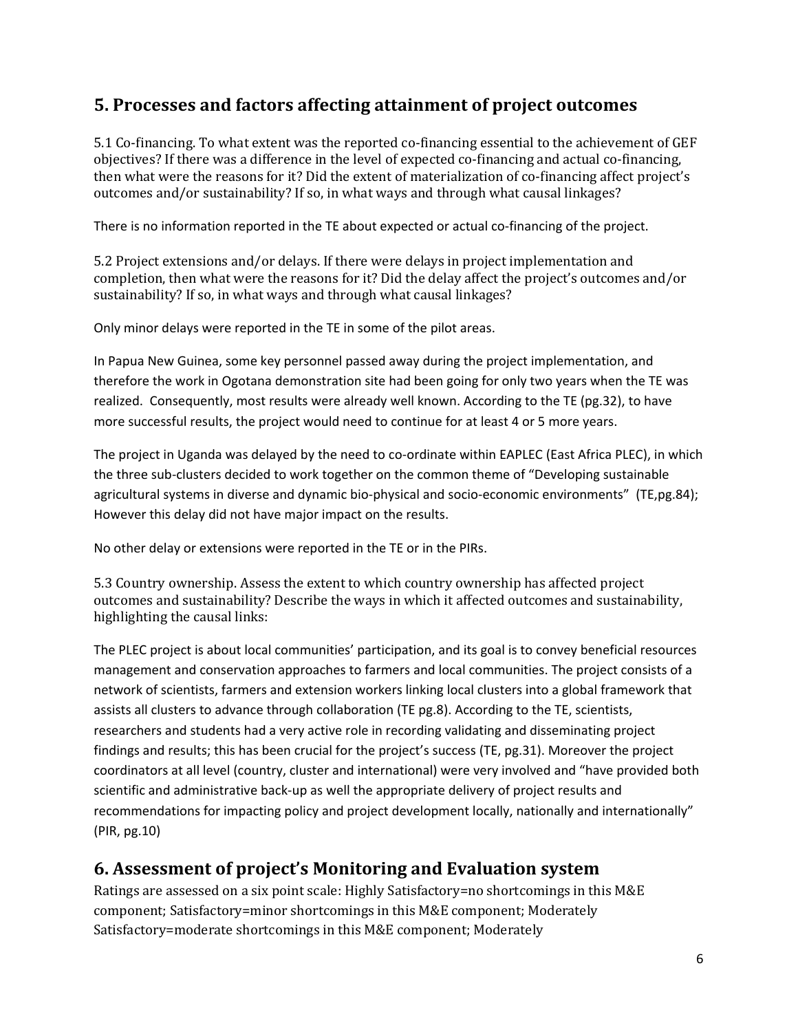## 5. Processes and factors affecting attainment of project outcomes

5.1 Co-financing. To what extent was the reported co-financing essential to the achievement of GEF objectives? If there was a difference in the level of expected co-financing and actual co-financing, then what were the reasons for it? Did the extent of materialization of co-financing affect project's outcomes and/or sustainability? If so, in what ways and through what causal linkages?

There is no information reported in the TE about expected or actual co-financing of the project.

5.2 Project extensions and/or delays. If there were delays in project implementation and completion, then what were the reasons for it? Did the delay affect the project's outcomes and/or sustainability? If so, in what ways and through what causal linkages?

Only minor delays were reported in the TE in some of the pilot areas.

In Papua New Guinea, some key personnel passed away during the project implementation, and therefore the work in Ogotana demonstration site had been going for only two years when the TE was realized. Consequently, most results were already well known. According to the TE (pg.32), to have more successful results, the project would need to continue for at least 4 or 5 more years.

The project in Uganda was delayed by the need to co-ordinate within EAPLEC (East Africa PLEC), in which the three sub-clusters decided to work together on the common theme of "Developing sustainable agricultural systems in diverse and dynamic bio-physical and socio-economic environments" (TE,pg.84); However this delay did not have major impact on the results.

No other delay or extensions were reported in the TE or in the PIRs.

5.3 Country ownership. Assess the extent to which country ownership has affected project outcomes and sustainability? Describe the ways in which it affected outcomes and sustainability, highlighting the causal links:

The PLEC project is about local communities' participation, and its goal is to convey beneficial resources management and conservation approaches to farmers and local communities. The project consists of a network of scientists, farmers and extension workers linking local clusters into a global framework that assists all clusters to advance through collaboration (TE pg.8). According to the TE, scientists, researchers and students had a very active role in recording validating and disseminating project findings and results; this has been crucial for the project's success (TE, pg.31). Moreover the project coordinators at all level (country, cluster and international) were very involved and "have provided both scientific and administrative back-up as well the appropriate delivery of project results and recommendations for impacting policy and project development locally, nationally and internationally" (PIR, pg.10)

## 6. Assessment of project's Monitoring and Evaluation system

Ratings are assessed on a six point scale: Highly Satisfactory=no shortcomings in this M&E component; Satisfactory=minor shortcomings in this M&E component; Moderately Satisfactory=moderate shortcomings in this M&E component; Moderately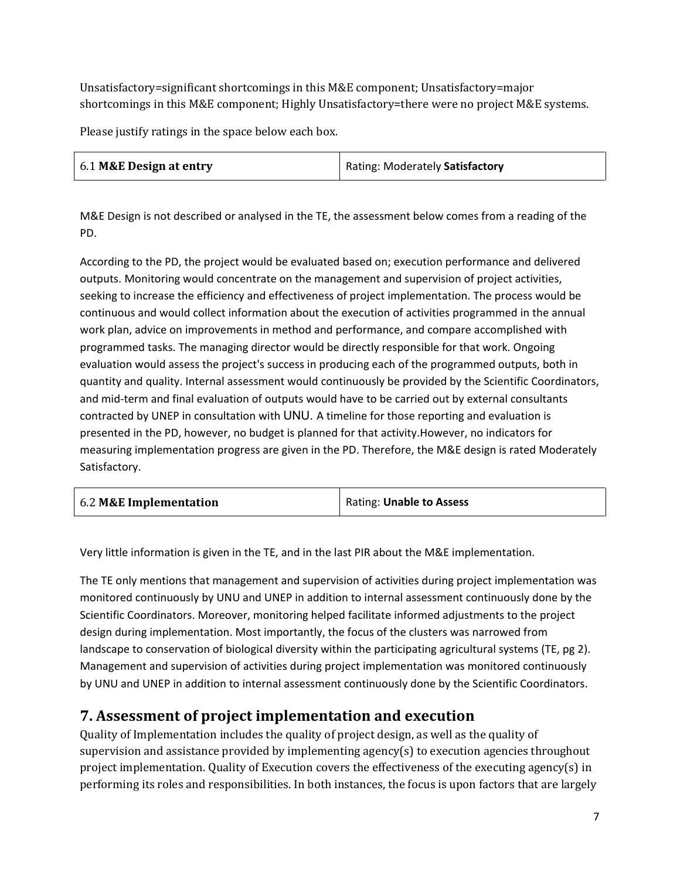Unsatisfactory=significant shortcomings in this M&E component; Unsatisfactory=major shortcomings in this M&E component; Highly Unsatisfactory=there were no project M&E systems.

Please justify ratings in the space below each box.

| 6.1 **M&E Design at entry** | Rating: Moderately **Satisfactory** |
|---|---|

M&E Design is not described or analysed in the TE, the assessment below comes from a reading of the PD.

According to the PD, the project would be evaluated based on; execution performance and delivered outputs. Monitoring would concentrate on the management and supervision of project activities, seeking to increase the efficiency and effectiveness of project implementation. The process would be continuous and would collect information about the execution of activities programmed in the annual work plan, advice on improvements in method and performance, and compare accomplished with programmed tasks. The managing director would be directly responsible for that work. Ongoing evaluation would assess the project's success in producing each of the programmed outputs, both in quantity and quality. Internal assessment would continuously be provided by the Scientific Coordinators, and mid-term and final evaluation of outputs would have to be carried out by external consultants contracted by UNEP in consultation with UNU. A timeline for those reporting and evaluation is presented in the PD, however, no budget is planned for that activity.However, no indicators for measuring implementation progress are given in the PD. Therefore, the M&E design is rated Moderately Satisfactory.

| 6.2 **M&E Implementation** | Rating: **Unable to Assess** |
|---|---|

Very little information is given in the TE, and in the last PIR about the M&E implementation.

The TE only mentions that management and supervision of activities during project implementation was monitored continuously by UNU and UNEP in addition to internal assessment continuously done by the Scientific Coordinators. Moreover, monitoring helped facilitate informed adjustments to the project design during implementation. Most importantly, the focus of the clusters was narrowed from landscape to conservation of biological diversity within the participating agricultural systems (TE, pg 2). Management and supervision of activities during project implementation was monitored continuously by UNU and UNEP in addition to internal assessment continuously done by the Scientific Coordinators.

## 7. Assessment of project implementation and execution

Quality of Implementation includes the quality of project design, as well as the quality of supervision and assistance provided by implementing agency(s) to execution agencies throughout project implementation. Quality of Execution covers the effectiveness of the executing agency(s) in performing its roles and responsibilities. In both instances, the focus is upon factors that are largely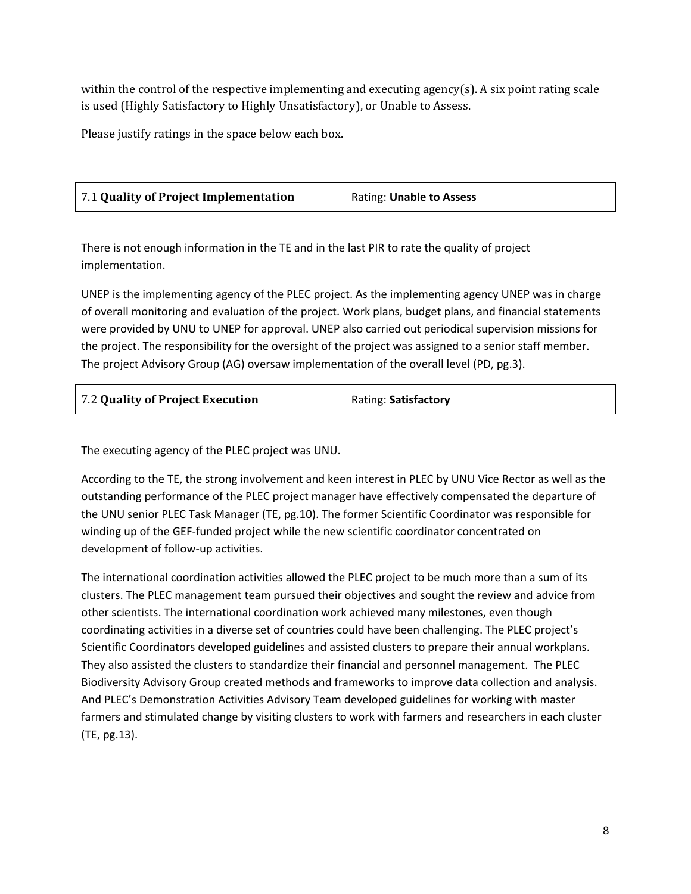within the control of the respective implementing and executing agency(s). A six point rating scale is used (Highly Satisfactory to Highly Unsatisfactory), or Unable to Assess.

Please justify ratings in the space below each box.

| 7.1 **Quality of Project Implementation** | Rating: **Unable to Assess** |
|---|---|

There is not enough information in the TE and in the last PIR to rate the quality of project implementation.

UNEP is the implementing agency of the PLEC project. As the implementing agency UNEP was in charge of overall monitoring and evaluation of the project. Work plans, budget plans, and financial statements were provided by UNU to UNEP for approval. UNEP also carried out periodical supervision missions for the project. The responsibility for the oversight of the project was assigned to a senior staff member. The project Advisory Group (AG) oversaw implementation of the overall level (PD, pg.3).

| 7.2 **Quality of Project Execution** | Rating: **Satisfactory** |
|---|---|

The executing agency of the PLEC project was UNU.

According to the TE, the strong involvement and keen interest in PLEC by UNU Vice Rector as well as the outstanding performance of the PLEC project manager have effectively compensated the departure of the UNU senior PLEC Task Manager (TE, pg.10). The former Scientific Coordinator was responsible for winding up of the GEF-funded project while the new scientific coordinator concentrated on development of follow-up activities.

The international coordination activities allowed the PLEC project to be much more than a sum of its clusters. The PLEC management team pursued their objectives and sought the review and advice from other scientists. The international coordination work achieved many milestones, even though coordinating activities in a diverse set of countries could have been challenging. The PLEC project's Scientific Coordinators developed guidelines and assisted clusters to prepare their annual workplans. They also assisted the clusters to standardize their financial and personnel management. The PLEC Biodiversity Advisory Group created methods and frameworks to improve data collection and analysis. And PLEC's Demonstration Activities Advisory Team developed guidelines for working with master farmers and stimulated change by visiting clusters to work with farmers and researchers in each cluster (TE, pg.13).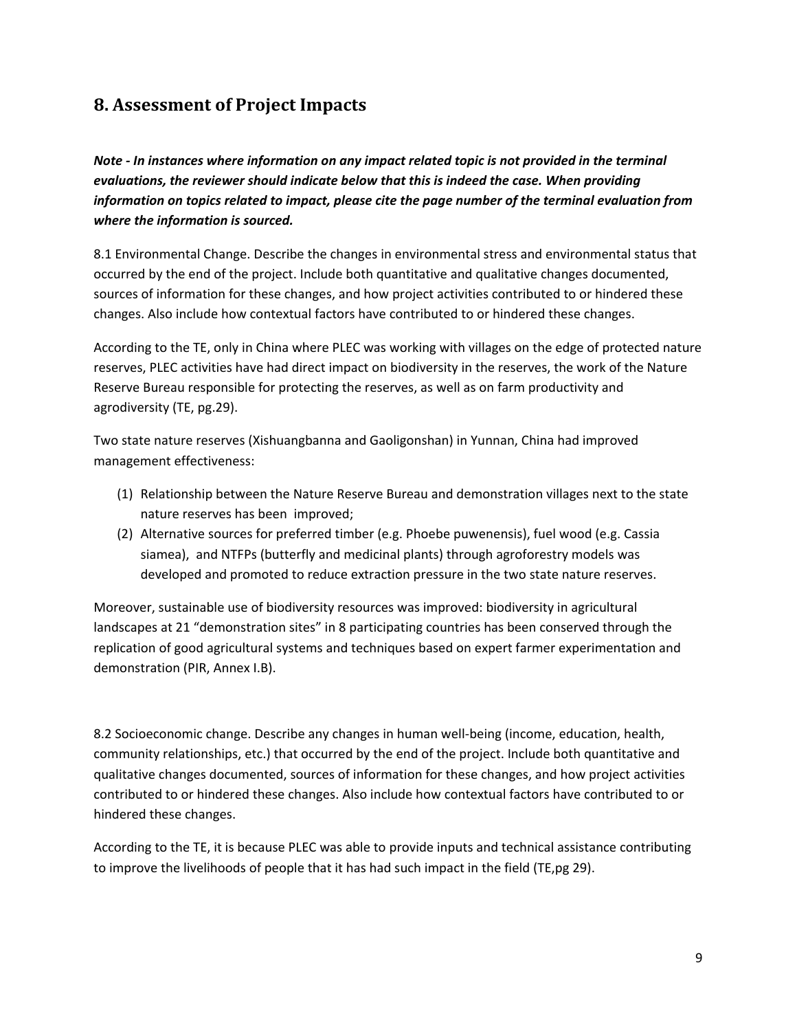## 8. Assessment of Project Impacts

***Note - In instances where information on any impact related topic is not provided in the terminal evaluations, the reviewer should indicate below that this is indeed the case. When providing information on topics related to impact, please cite the page number of the terminal evaluation from where the information is sourced.***

8.1 Environmental Change. Describe the changes in environmental stress and environmental status that occurred by the end of the project. Include both quantitative and qualitative changes documented, sources of information for these changes, and how project activities contributed to or hindered these changes. Also include how contextual factors have contributed to or hindered these changes.

According to the TE, only in China where PLEC was working with villages on the edge of protected nature reserves, PLEC activities have had direct impact on biodiversity in the reserves, the work of the Nature Reserve Bureau responsible for protecting the reserves, as well as on farm productivity and agrodiversity (TE, pg.29).

Two state nature reserves (Xishuangbanna and Gaoligonshan) in Yunnan, China had improved management effectiveness:

(1) Relationship between the Nature Reserve Bureau and demonstration villages next to the state nature reserves has been improved;
(2) Alternative sources for preferred timber (e.g. Phoebe puwenensis), fuel wood (e.g. Cassia siamea), and NTFPs (butterfly and medicinal plants) through agroforestry models was developed and promoted to reduce extraction pressure in the two state nature reserves.

Moreover, sustainable use of biodiversity resources was improved: biodiversity in agricultural landscapes at 21 "demonstration sites" in 8 participating countries has been conserved through the replication of good agricultural systems and techniques based on expert farmer experimentation and demonstration (PIR, Annex I.B).

8.2 Socioeconomic change. Describe any changes in human well-being (income, education, health, community relationships, etc.) that occurred by the end of the project. Include both quantitative and qualitative changes documented, sources of information for these changes, and how project activities contributed to or hindered these changes. Also include how contextual factors have contributed to or hindered these changes.

According to the TE, it is because PLEC was able to provide inputs and technical assistance contributing to improve the livelihoods of people that it has had such impact in the field (TE,pg 29).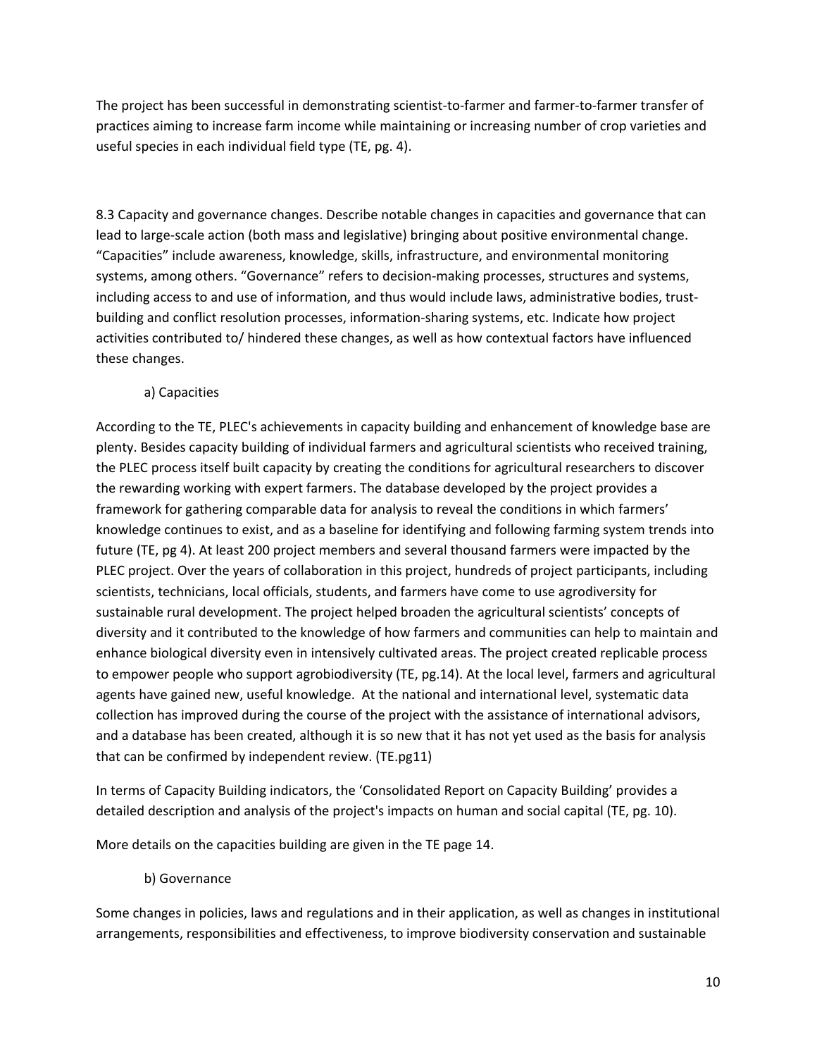The project has been successful in demonstrating scientist-to-farmer and farmer-to-farmer transfer of practices aiming to increase farm income while maintaining or increasing number of crop varieties and useful species in each individual field type (TE, pg. 4).

8.3 Capacity and governance changes. Describe notable changes in capacities and governance that can lead to large-scale action (both mass and legislative) bringing about positive environmental change. "Capacities" include awareness, knowledge, skills, infrastructure, and environmental monitoring systems, among others. "Governance" refers to decision-making processes, structures and systems, including access to and use of information, and thus would include laws, administrative bodies, trust-building and conflict resolution processes, information-sharing systems, etc. Indicate how project activities contributed to/ hindered these changes, as well as how contextual factors have influenced these changes.

a) Capacities

According to the TE, PLEC's achievements in capacity building and enhancement of knowledge base are plenty. Besides capacity building of individual farmers and agricultural scientists who received training, the PLEC process itself built capacity by creating the conditions for agricultural researchers to discover the rewarding working with expert farmers. The database developed by the project provides a framework for gathering comparable data for analysis to reveal the conditions in which farmers' knowledge continues to exist, and as a baseline for identifying and following farming system trends into future (TE, pg 4). At least 200 project members and several thousand farmers were impacted by the PLEC project. Over the years of collaboration in this project, hundreds of project participants, including scientists, technicians, local officials, students, and farmers have come to use agrodiversity for sustainable rural development. The project helped broaden the agricultural scientists' concepts of diversity and it contributed to the knowledge of how farmers and communities can help to maintain and enhance biological diversity even in intensively cultivated areas. The project created replicable process to empower people who support agrobiodiversity (TE, pg.14). At the local level, farmers and agricultural agents have gained new, useful knowledge. At the national and international level, systematic data collection has improved during the course of the project with the assistance of international advisors, and a database has been created, although it is so new that it has not yet used as the basis for analysis that can be confirmed by independent review. (TE.pg11)

In terms of Capacity Building indicators, the 'Consolidated Report on Capacity Building' provides a detailed description and analysis of the project's impacts on human and social capital (TE, pg. 10).

More details on the capacities building are given in the TE page 14.

b) Governance

Some changes in policies, laws and regulations and in their application, as well as changes in institutional arrangements, responsibilities and effectiveness, to improve biodiversity conservation and sustainable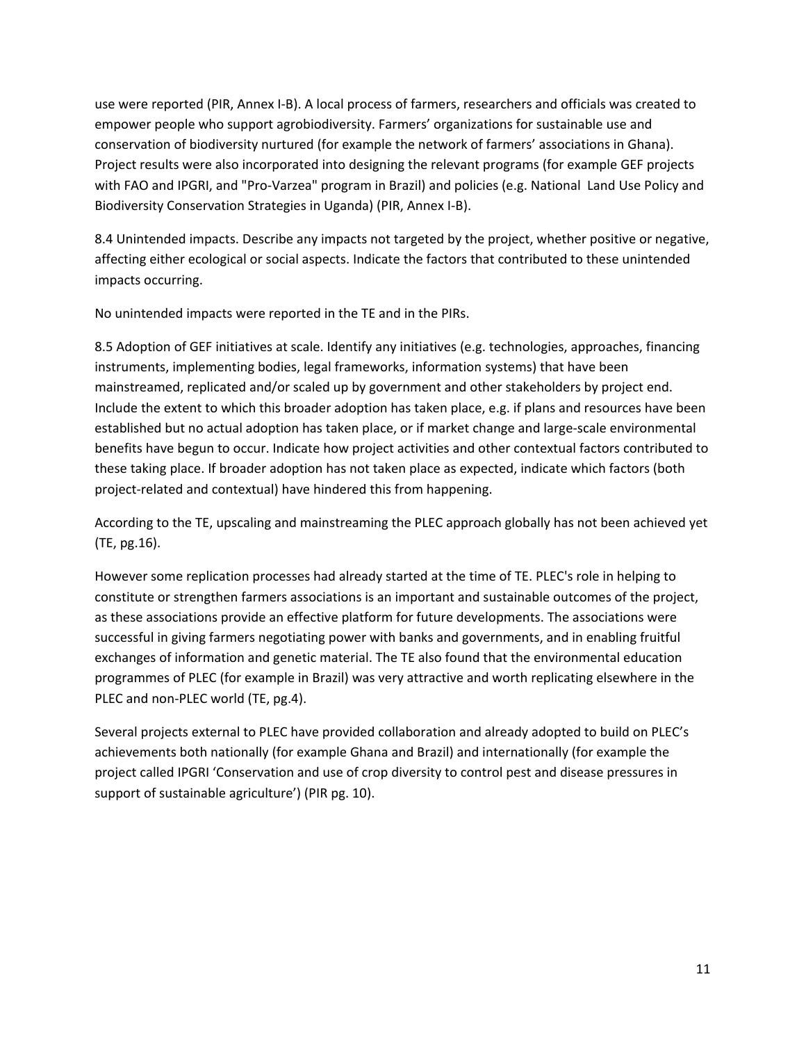use were reported (PIR, Annex I-B). A local process of farmers, researchers and officials was created to empower people who support agrobiodiversity. Farmers' organizations for sustainable use and conservation of biodiversity nurtured (for example the network of farmers' associations in Ghana). Project results were also incorporated into designing the relevant programs (for example GEF projects with FAO and IPGRI, and "Pro-Varzea" program in Brazil) and policies (e.g. National Land Use Policy and Biodiversity Conservation Strategies in Uganda) (PIR, Annex I-B).

8.4 Unintended impacts. Describe any impacts not targeted by the project, whether positive or negative, affecting either ecological or social aspects. Indicate the factors that contributed to these unintended impacts occurring.

No unintended impacts were reported in the TE and in the PIRs.

8.5 Adoption of GEF initiatives at scale. Identify any initiatives (e.g. technologies, approaches, financing instruments, implementing bodies, legal frameworks, information systems) that have been mainstreamed, replicated and/or scaled up by government and other stakeholders by project end. Include the extent to which this broader adoption has taken place, e.g. if plans and resources have been established but no actual adoption has taken place, or if market change and large-scale environmental benefits have begun to occur. Indicate how project activities and other contextual factors contributed to these taking place. If broader adoption has not taken place as expected, indicate which factors (both project-related and contextual) have hindered this from happening.

According to the TE, upscaling and mainstreaming the PLEC approach globally has not been achieved yet (TE, pg.16).

However some replication processes had already started at the time of TE. PLEC's role in helping to constitute or strengthen farmers associations is an important and sustainable outcomes of the project, as these associations provide an effective platform for future developments. The associations were successful in giving farmers negotiating power with banks and governments, and in enabling fruitful exchanges of information and genetic material. The TE also found that the environmental education programmes of PLEC (for example in Brazil) was very attractive and worth replicating elsewhere in the PLEC and non-PLEC world (TE, pg.4).

Several projects external to PLEC have provided collaboration and already adopted to build on PLEC's achievements both nationally (for example Ghana and Brazil) and internationally (for example the project called IPGRI 'Conservation and use of crop diversity to control pest and disease pressures in support of sustainable agriculture') (PIR pg. 10).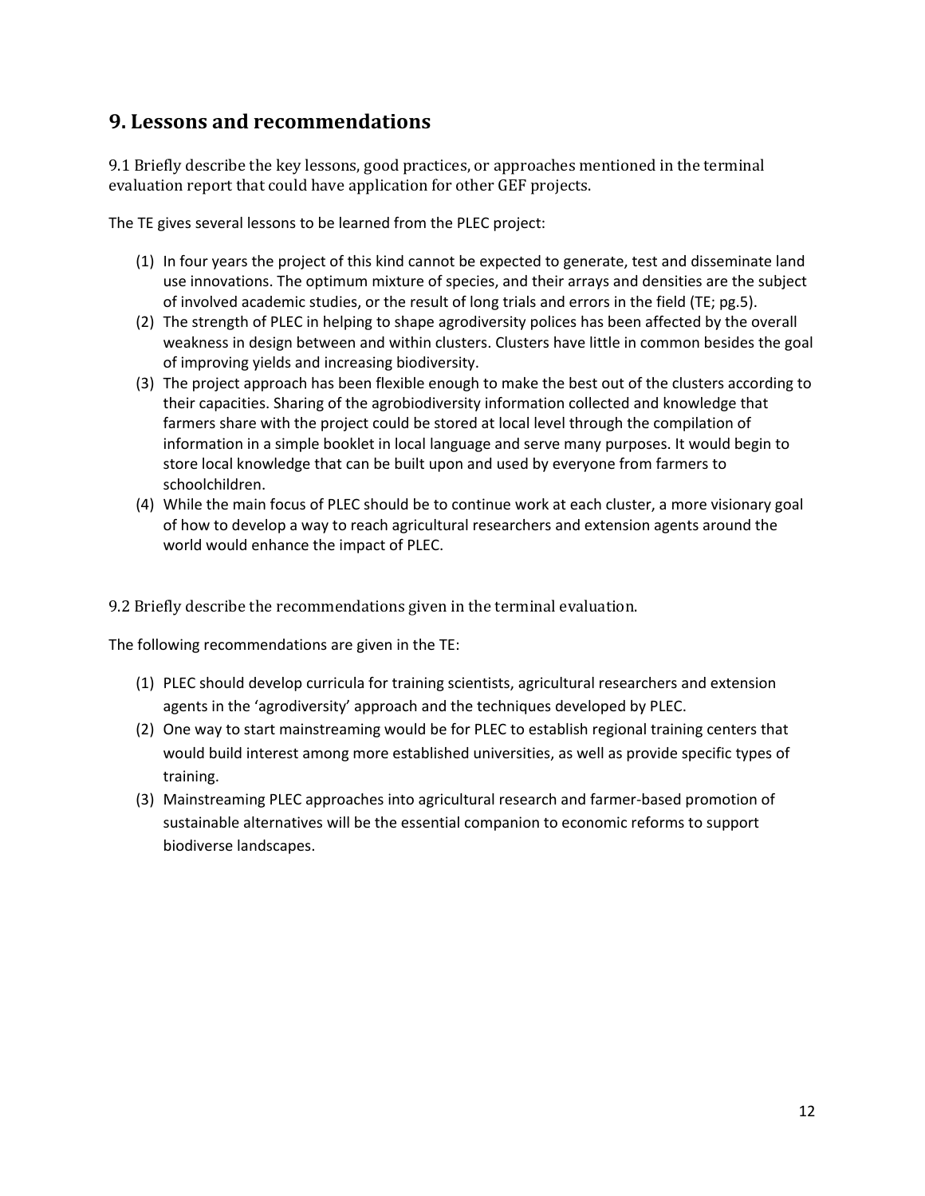## 9. Lessons and recommendations

9.1 Briefly describe the key lessons, good practices, or approaches mentioned in the terminal evaluation report that could have application for other GEF projects.

The TE gives several lessons to be learned from the PLEC project:

(1) In four years the project of this kind cannot be expected to generate, test and disseminate land use innovations. The optimum mixture of species, and their arrays and densities are the subject of involved academic studies, or the result of long trials and errors in the field (TE; pg.5).

(2) The strength of PLEC in helping to shape agrodiversity polices has been affected by the overall weakness in design between and within clusters. Clusters have little in common besides the goal of improving yields and increasing biodiversity.

(3) The project approach has been flexible enough to make the best out of the clusters according to their capacities. Sharing of the agrobiodiversity information collected and knowledge that farmers share with the project could be stored at local level through the compilation of information in a simple booklet in local language and serve many purposes. It would begin to store local knowledge that can be built upon and used by everyone from farmers to schoolchildren.

(4) While the main focus of PLEC should be to continue work at each cluster, a more visionary goal of how to develop a way to reach agricultural researchers and extension agents around the world would enhance the impact of PLEC.

9.2 Briefly describe the recommendations given in the terminal evaluation.

The following recommendations are given in the TE:

(1) PLEC should develop curricula for training scientists, agricultural researchers and extension agents in the 'agrodiversity' approach and the techniques developed by PLEC.

(2) One way to start mainstreaming would be for PLEC to establish regional training centers that would build interest among more established universities, as well as provide specific types of training.

(3) Mainstreaming PLEC approaches into agricultural research and farmer-based promotion of sustainable alternatives will be the essential companion to economic reforms to support biodiverse landscapes.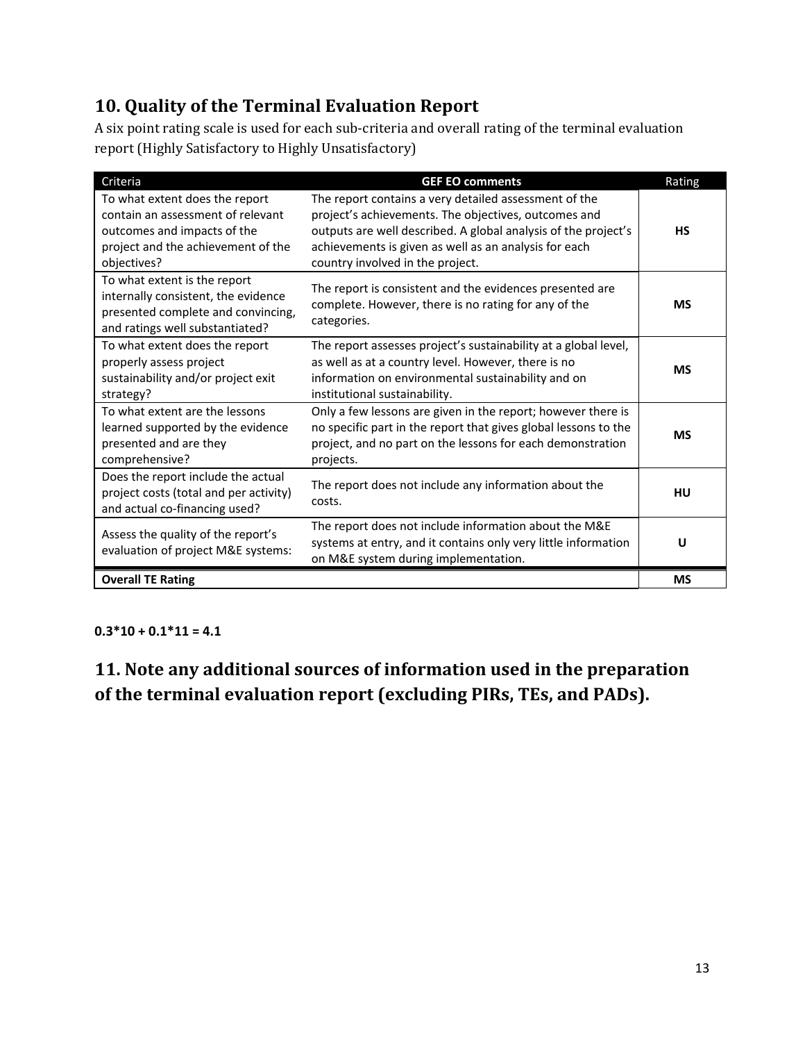## 10. Quality of the Terminal Evaluation Report

A six point rating scale is used for each sub-criteria and overall rating of the terminal evaluation report (Highly Satisfactory to Highly Unsatisfactory)

| Criteria | GEF EO comments | Rating |
|---|---|---|
| To what extent does the report contain an assessment of relevant outcomes and impacts of the project and the achievement of the objectives? | The report contains a very detailed assessment of the project's achievements. The objectives, outcomes and outputs are well described. A global analysis of the project's achievements is given as well as an analysis for each country involved in the project. | **HS** |
| To what extent is the report internally consistent, the evidence presented complete and convincing, and ratings well substantiated? | The report is consistent and the evidences presented are complete. However, there is no rating for any of the categories. | **MS** |
| To what extent does the report properly assess project sustainability and/or project exit strategy? | The report assesses project's sustainability at a global level, as well as at a country level. However, there is no information on environmental sustainability and on institutional sustainability. | **MS** |
| To what extent are the lessons learned supported by the evidence presented and are they comprehensive? | Only a few lessons are given in the report; however there is no specific part in the report that gives global lessons to the project, and no part on the lessons for each demonstration projects. | **MS** |
| Does the report include the actual project costs (total and per activity) and actual co-financing used? | The report does not include any information about the costs. | **HU** |
| Assess the quality of the report's evaluation of project M&E systems: | The report does not include information about the M&E systems at entry, and it contains only very little information on M&E system during implementation. | **U** |
| **Overall TE Rating** | | **MS** |

**0.3*10 + 0.1*11 = 4.1**

## 11. Note any additional sources of information used in the preparation of the terminal evaluation report (excluding PIRs, TEs, and PADs).